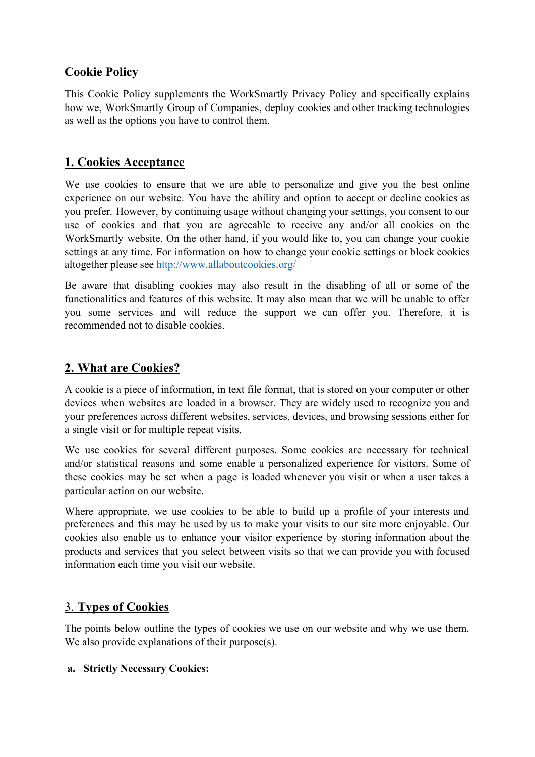## Cookie Policy

This Cookie Policy supplements the WorkSmartly Privacy Policy and specifically explains how we, WorkSmartly Group of Companies, deploy cookies and other tracking technologies as well as the options you have to control them.

## 1. Cookies Acceptance

We use cookies to ensure that we are able to personalize and give you the best online experience on our website. You have the ability and option to accept or decline cookies as you prefer. However, by continuing usage without changing your settings, you consent to our use of cookies and that you are agreeable to receive any and/or all cookies on the WorkSmartly website. On the other hand, if you would like to, you can change your cookie settings at any time. For information on how to change your cookie settings or block cookies altogether please see [http://www.allaboutcookies.org/](http://www.allaboutcookies.org/)

Be aware that disabling cookies may also result in the disabling of all or some of the functionalities and features of this website. It may also mean that we will be unable to offer you some services and will reduce the support we can offer you. Therefore, it is recommended not to disable cookies.

## 2. What are Cookies?

A cookie is a piece of information, in text file format, that is stored on your computer or other devices when websites are loaded in a browser. They are widely used to recognize you and your preferences across different websites, services, devices, and browsing sessions either for a single visit or for multiple repeat visits.

We use cookies for several different purposes. Some cookies are necessary for technical and/or statistical reasons and some enable a personalized experience for visitors. Some of these cookies may be set when a page is loaded whenever you visit or when a user takes a particular action on our website.

Where appropriate, we use cookies to be able to build up a profile of your interests and preferences and this may be used by us to make your visits to our site more enjoyable. Our cookies also enable us to enhance your visitor experience by storing information about the products and services that you select between visits so that we can provide you with focused information each time you visit our website.

## 3. Types of Cookies

The points below outline the types of cookies we use on our website and why we use them. We also provide explanations of their purpose(s).

**a. Strictly Necessary Cookies:**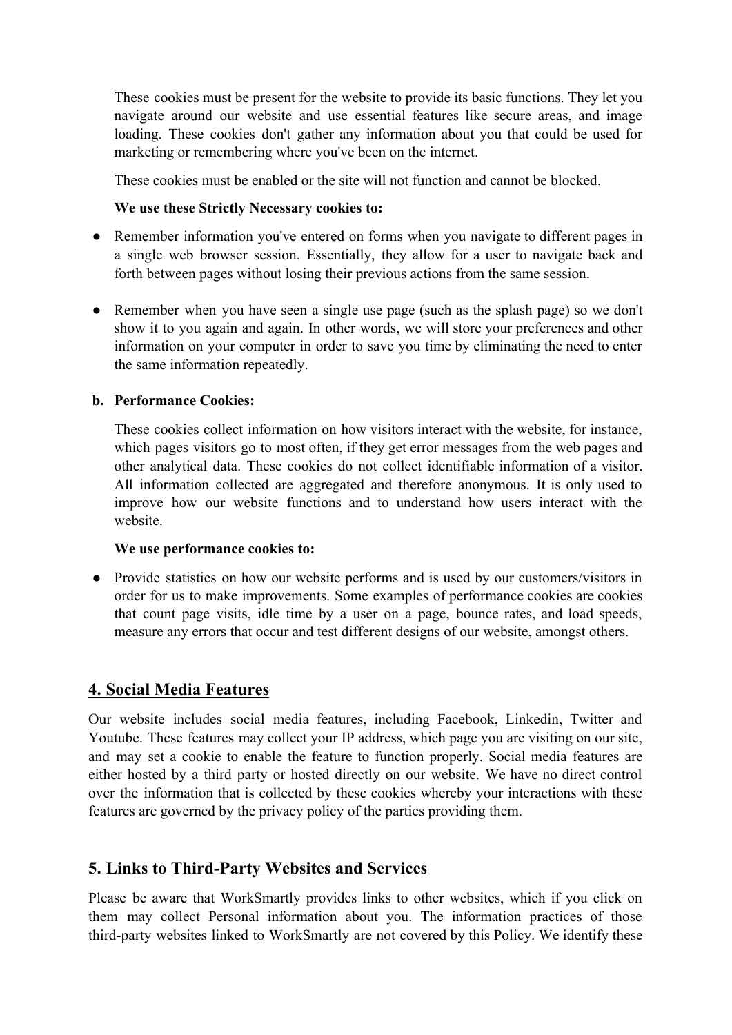These cookies must be present for the website to provide its basic functions. They let you navigate around our website and use essential features like secure areas, and image loading. These cookies don't gather any information about you that could be used for marketing or remembering where you've been on the internet.

These cookies must be enabled or the site will not function and cannot be blocked.

**We use these Strictly Necessary cookies to:**

- Remember information you've entered on forms when you navigate to different pages in a single web browser session. Essentially, they allow for a user to navigate back and forth between pages without losing their previous actions from the same session.

- Remember when you have seen a single use page (such as the splash page) so we don't show it to you again and again. In other words, we will store your preferences and other information on your computer in order to save you time by eliminating the need to enter the same information repeatedly.

**b. Performance Cookies:**

These cookies collect information on how visitors interact with the website, for instance, which pages visitors go to most often, if they get error messages from the web pages and other analytical data. These cookies do not collect identifiable information of a visitor. All information collected are aggregated and therefore anonymous. It is only used to improve how our website functions and to understand how users interact with the website.

**We use performance cookies to:**

- Provide statistics on how our website performs and is used by our customers/visitors in order for us to make improvements. Some examples of performance cookies are cookies that count page visits, idle time by a user on a page, bounce rates, and load speeds, measure any errors that occur and test different designs of our website, amongst others.

## 4. Social Media Features

Our website includes social media features, including Facebook, Linkedin, Twitter and Youtube. These features may collect your IP address, which page you are visiting on our site, and may set a cookie to enable the feature to function properly. Social media features are either hosted by a third party or hosted directly on our website. We have no direct control over the information that is collected by these cookies whereby your interactions with these features are governed by the privacy policy of the parties providing them.

## 5. Links to Third-Party Websites and Services

Please be aware that WorkSmartly provides links to other websites, which if you click on them may collect Personal information about you. The information practices of those third-party websites linked to WorkSmartly are not covered by this Policy. We identify these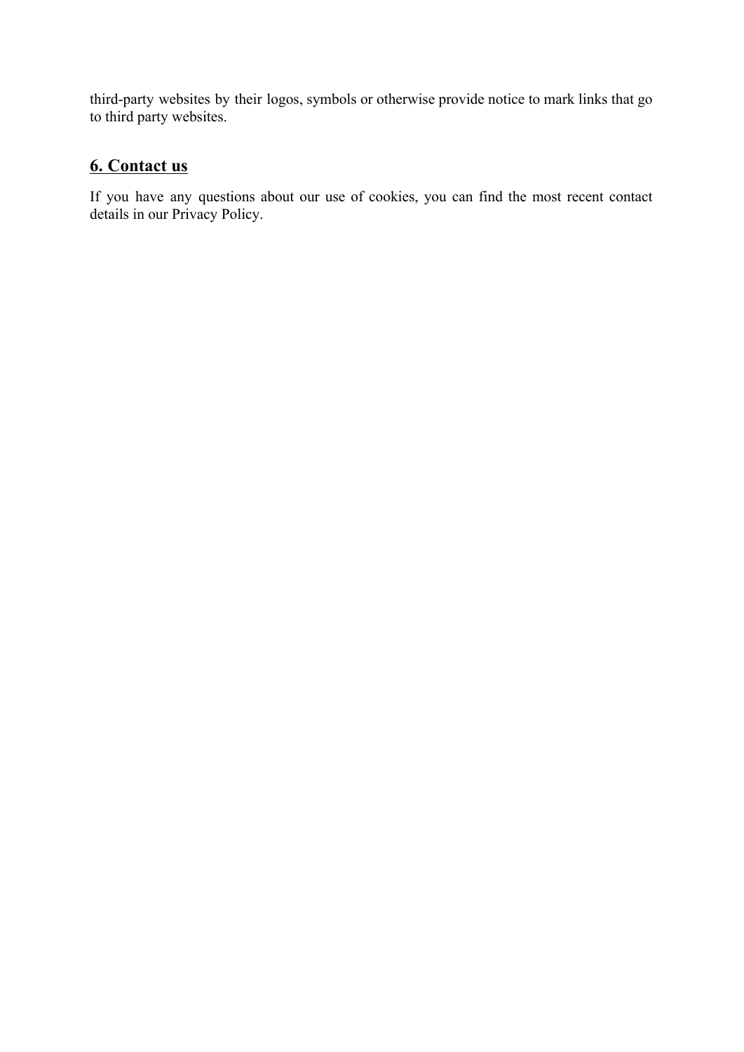third-party websites by their logos, symbols or otherwise provide notice to mark links that go to third party websites.

## 6. Contact us

If you have any questions about our use of cookies, you can find the most recent contact details in our Privacy Policy.